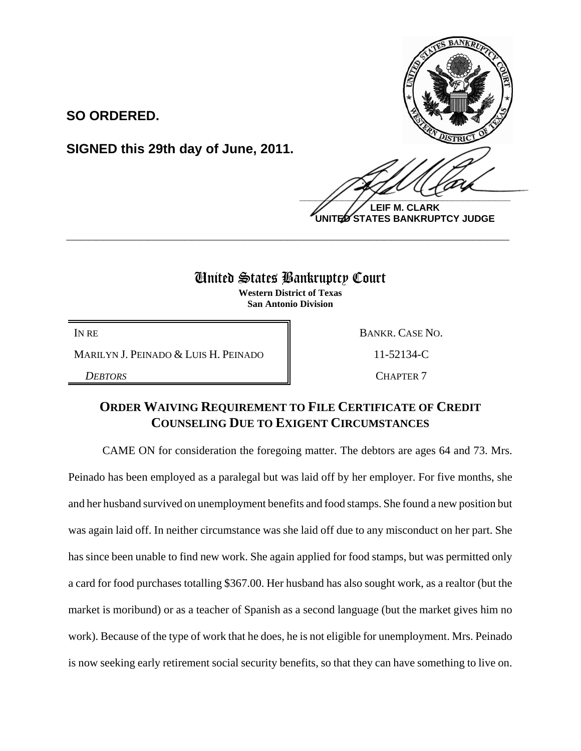**SO ORDERED.**

**SIGNED this 29th day of June, 2011.**

**LEIF M. CLARK**
**UNITED STATES BANKRUPTCY JUDGE**

---

# United States Bankruptcy Court

**Western District of Texas**
**San Antonio Division**

| IN RE | BANKR. CASE NO. |
| --- | --- |
| MARILYN J. PEINADO & LUIS H. PEINADO | 11-52134-C |
| *DEBTORS* | CHAPTER 7 |

## ORDER WAIVING REQUIREMENT TO FILE CERTIFICATE OF CREDIT COUNSELING DUE TO EXIGENT CIRCUMSTANCES

CAME ON for consideration the foregoing matter. The debtors are ages 64 and 73. Mrs. Peinado has been employed as a paralegal but was laid off by her employer. For five months, she and her husband survived on unemployment benefits and food stamps. She found a new position but was again laid off. In neither circumstance was she laid off due to any misconduct on her part. She has since been unable to find new work. She again applied for food stamps, but was permitted only a card for food purchases totalling $367.00. Her husband has also sought work, as a realtor (but the market is moribund) or as a teacher of Spanish as a second language (but the market gives him no work). Because of the type of work that he does, he is not eligible for unemployment. Mrs. Peinado is now seeking early retirement social security benefits, so that they can have something to live on.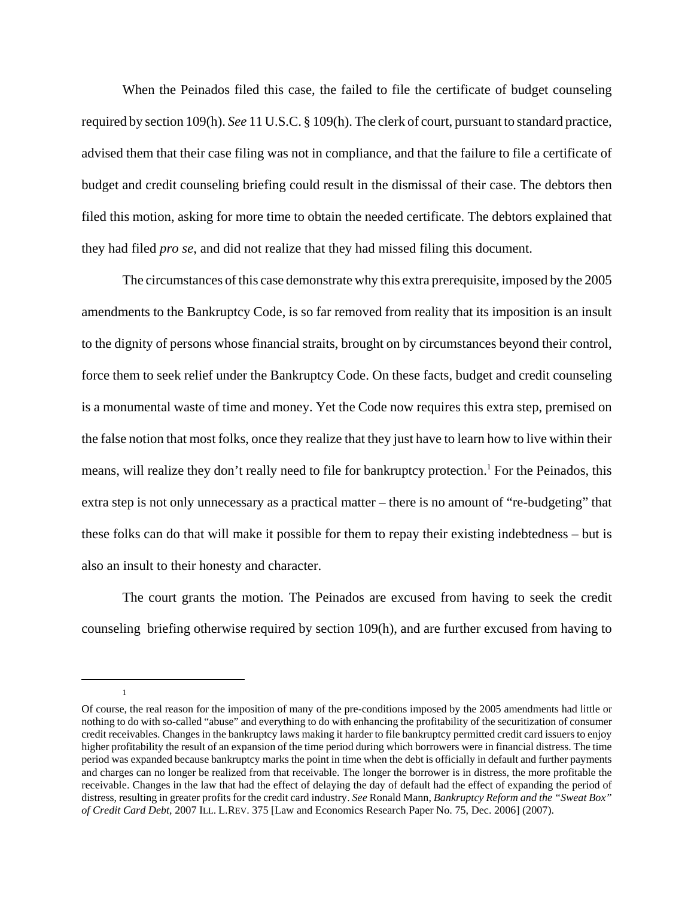When the Peinados filed this case, the failed to file the certificate of budget counseling required by section 109(h). *See* 11 U.S.C. § 109(h). The clerk of court, pursuant to standard practice, advised them that their case filing was not in compliance, and that the failure to file a certificate of budget and credit counseling briefing could result in the dismissal of their case. The debtors then filed this motion, asking for more time to obtain the needed certificate. The debtors explained that they had filed *pro se*, and did not realize that they had missed filing this document.

The circumstances of this case demonstrate why this extra prerequisite, imposed by the 2005 amendments to the Bankruptcy Code, is so far removed from reality that its imposition is an insult to the dignity of persons whose financial straits, brought on by circumstances beyond their control, force them to seek relief under the Bankruptcy Code. On these facts, budget and credit counseling is a monumental waste of time and money. Yet the Code now requires this extra step, premised on the false notion that most folks, once they realize that they just have to learn how to live within their means, will realize they don't really need to file for bankruptcy protection.[1] For the Peinados, this extra step is not only unnecessary as a practical matter – there is no amount of "re-budgeting" that these folks can do that will make it possible for them to repay their existing indebtedness – but is also an insult to their honesty and character.

The court grants the motion. The Peinados are excused from having to seek the credit counseling briefing otherwise required by section 109(h), and are further excused from having to

---

[1] Of course, the real reason for the imposition of many of the pre-conditions imposed by the 2005 amendments had little or nothing to do with so-called "abuse" and everything to do with enhancing the profitability of the securitization of consumer credit receivables. Changes in the bankruptcy laws making it harder to file bankruptcy permitted credit card issuers to enjoy higher profitability the result of an expansion of the time period during which borrowers were in financial distress. The time period was expanded because bankruptcy marks the point in time when the debt is officially in default and further payments and charges can no longer be realized from that receivable. The longer the borrower is in distress, the more profitable the receivable. Changes in the law that had the effect of delaying the day of default had the effect of expanding the period of distress, resulting in greater profits for the credit card industry. *See* Ronald Mann, *Bankruptcy Reform and the "Sweat Box" of Credit Card Debt*, 2007 ILL. L.REV. 375 [Law and Economics Research Paper No. 75, Dec. 2006] (2007).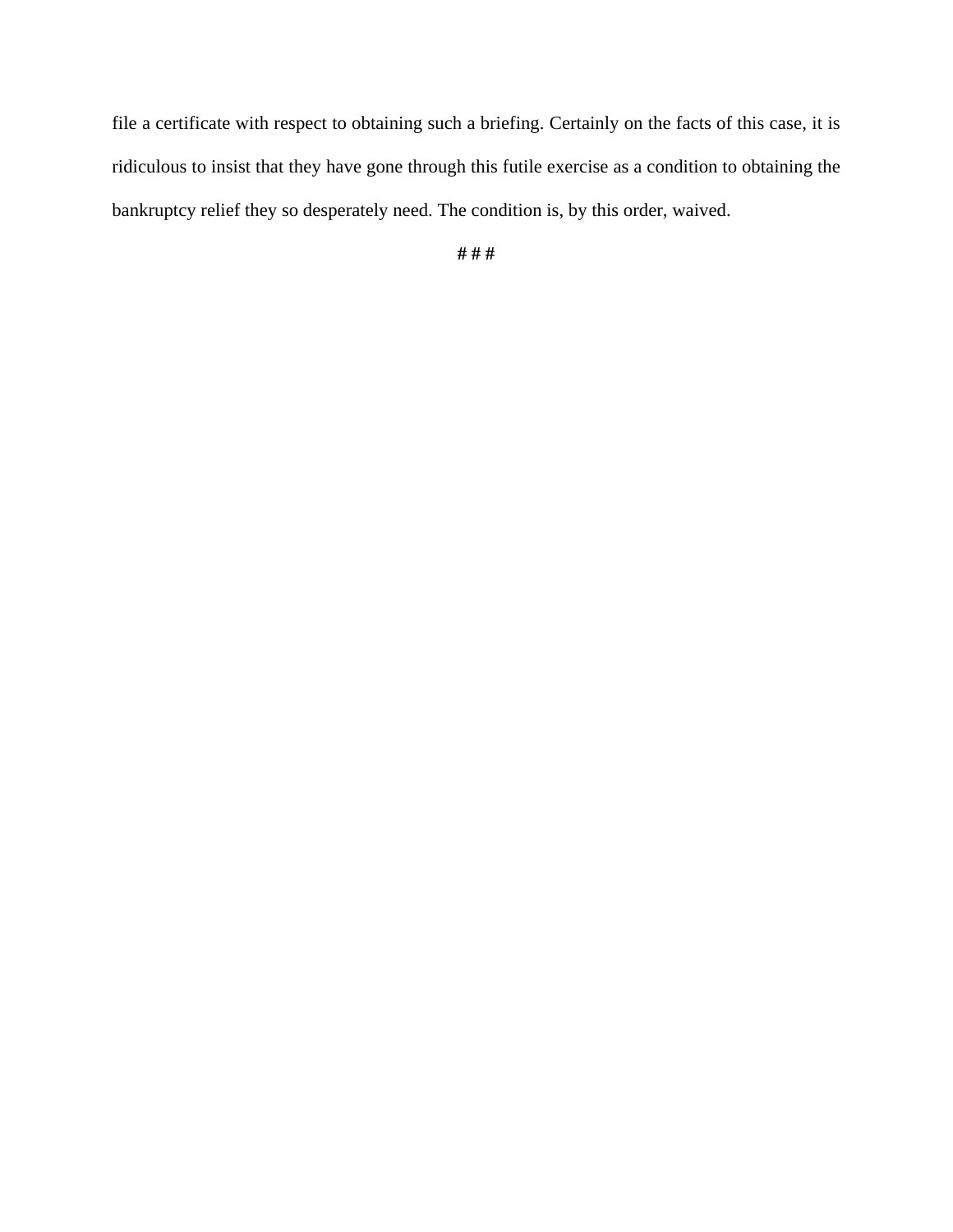file a certificate with respect to obtaining such a briefing. Certainly on the facts of this case, it is ridiculous to insist that they have gone through this futile exercise as a condition to obtaining the bankruptcy relief they so desperately need. The condition is, by this order, waived.

# # #